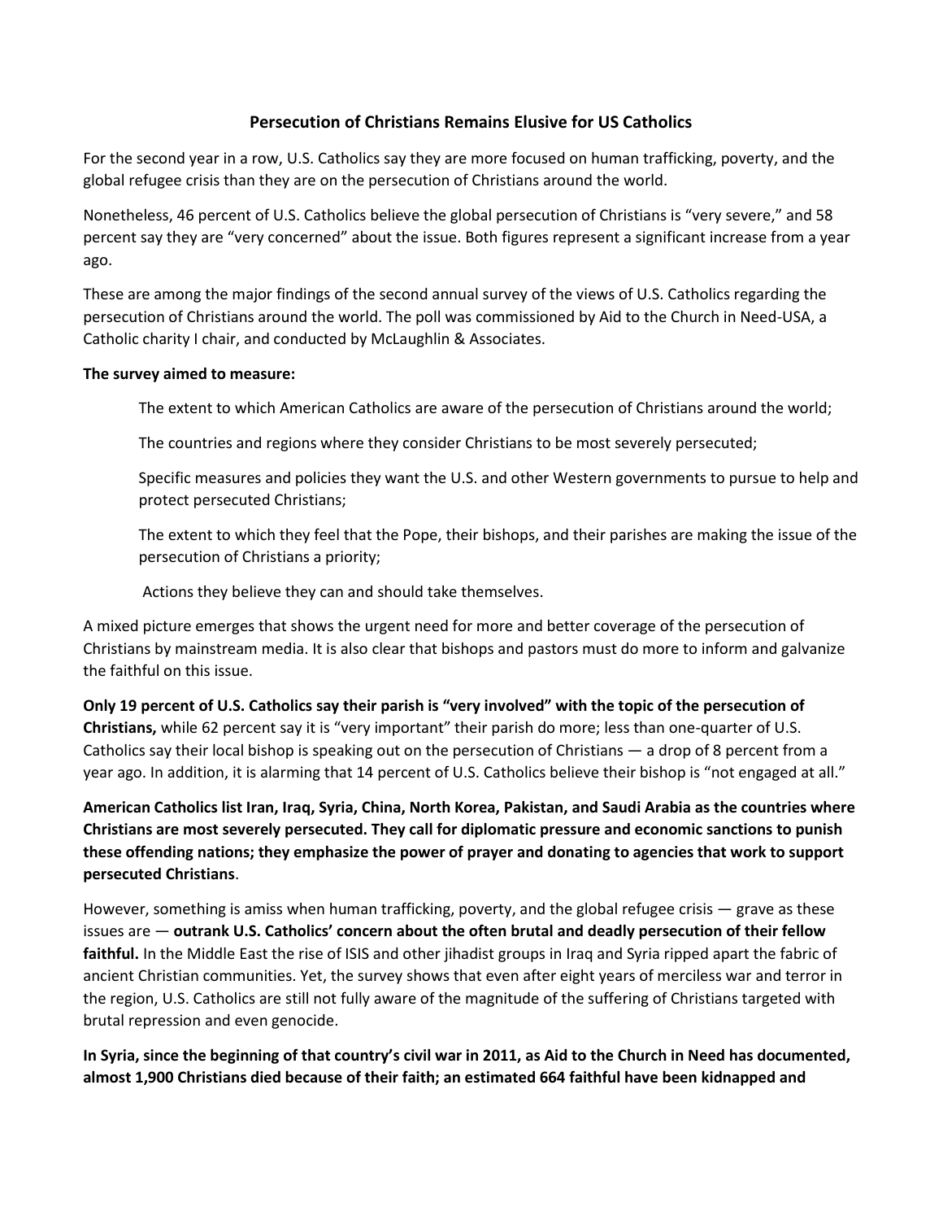# Persecution of Christians Remains Elusive for US Catholics

For the second year in a row, U.S. Catholics say they are more focused on human trafficking, poverty, and the global refugee crisis than they are on the persecution of Christians around the world.

Nonetheless, 46 percent of U.S. Catholics believe the global persecution of Christians is "very severe," and 58 percent say they are "very concerned" about the issue. Both figures represent a significant increase from a year ago.

These are among the major findings of the second annual survey of the views of U.S. Catholics regarding the persecution of Christians around the world. The poll was commissioned by Aid to the Church in Need-USA, a Catholic charity I chair, and conducted by McLaughlin & Associates.

**The survey aimed to measure:**

> The extent to which American Catholics are aware of the persecution of Christians around the world;
>
> The countries and regions where they consider Christians to be most severely persecuted;
>
> Specific measures and policies they want the U.S. and other Western governments to pursue to help and protect persecuted Christians;
>
> The extent to which they feel that the Pope, their bishops, and their parishes are making the issue of the persecution of Christians a priority;
>
> Actions they believe they can and should take themselves.

A mixed picture emerges that shows the urgent need for more and better coverage of the persecution of Christians by mainstream media. It is also clear that bishops and pastors must do more to inform and galvanize the faithful on this issue.

**Only 19 percent of U.S. Catholics say their parish is "very involved" with the topic of the persecution of Christians,** while 62 percent say it is "very important" their parish do more; less than one-quarter of U.S. Catholics say their local bishop is speaking out on the persecution of Christians — a drop of 8 percent from a year ago. In addition, it is alarming that 14 percent of U.S. Catholics believe their bishop is "not engaged at all."

**American Catholics list Iran, Iraq, Syria, China, North Korea, Pakistan, and Saudi Arabia as the countries where Christians are most severely persecuted. They call for diplomatic pressure and economic sanctions to punish these offending nations; they emphasize the power of prayer and donating to agencies that work to support persecuted Christians**.

However, something is amiss when human trafficking, poverty, and the global refugee crisis — grave as these issues are — **outrank U.S. Catholics' concern about the often brutal and deadly persecution of their fellow faithful.** In the Middle East the rise of ISIS and other jihadist groups in Iraq and Syria ripped apart the fabric of ancient Christian communities. Yet, the survey shows that even after eight years of merciless war and terror in the region, U.S. Catholics are still not fully aware of the magnitude of the suffering of Christians targeted with brutal repression and even genocide.

**In Syria, since the beginning of that country's civil war in 2011, as Aid to the Church in Need has documented, almost 1,900 Christians died because of their faith; an estimated 664 faithful have been kidnapped and**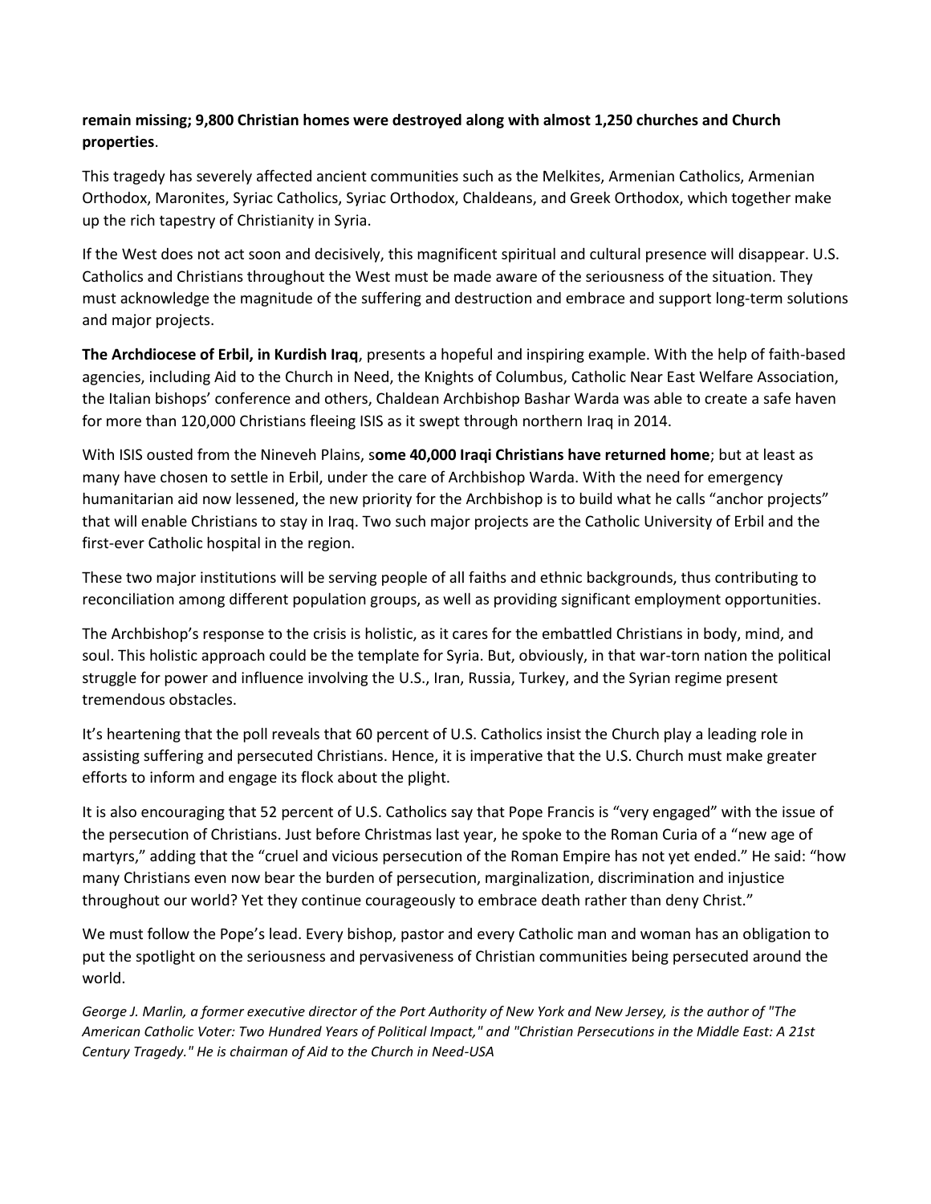**remain missing; 9,800 Christian homes were destroyed along with almost 1,250 churches and Church properties**.

This tragedy has severely affected ancient communities such as the Melkites, Armenian Catholics, Armenian Orthodox, Maronites, Syriac Catholics, Syriac Orthodox, Chaldeans, and Greek Orthodox, which together make up the rich tapestry of Christianity in Syria.

If the West does not act soon and decisively, this magnificent spiritual and cultural presence will disappear. U.S. Catholics and Christians throughout the West must be made aware of the seriousness of the situation. They must acknowledge the magnitude of the suffering and destruction and embrace and support long-term solutions and major projects.

**The Archdiocese of Erbil, in Kurdish Iraq**, presents a hopeful and inspiring example. With the help of faith-based agencies, including Aid to the Church in Need, the Knights of Columbus, Catholic Near East Welfare Association, the Italian bishops' conference and others, Chaldean Archbishop Bashar Warda was able to create a safe haven for more than 120,000 Christians fleeing ISIS as it swept through northern Iraq in 2014.

With ISIS ousted from the Nineveh Plains, s**ome 40,000 Iraqi Christians have returned home**; but at least as many have chosen to settle in Erbil, under the care of Archbishop Warda. With the need for emergency humanitarian aid now lessened, the new priority for the Archbishop is to build what he calls "anchor projects" that will enable Christians to stay in Iraq. Two such major projects are the Catholic University of Erbil and the first-ever Catholic hospital in the region.

These two major institutions will be serving people of all faiths and ethnic backgrounds, thus contributing to reconciliation among different population groups, as well as providing significant employment opportunities.

The Archbishop's response to the crisis is holistic, as it cares for the embattled Christians in body, mind, and soul. This holistic approach could be the template for Syria. But, obviously, in that war-torn nation the political struggle for power and influence involving the U.S., Iran, Russia, Turkey, and the Syrian regime present tremendous obstacles.

It's heartening that the poll reveals that 60 percent of U.S. Catholics insist the Church play a leading role in assisting suffering and persecuted Christians. Hence, it is imperative that the U.S. Church must make greater efforts to inform and engage its flock about the plight.

It is also encouraging that 52 percent of U.S. Catholics say that Pope Francis is "very engaged" with the issue of the persecution of Christians. Just before Christmas last year, he spoke to the Roman Curia of a "new age of martyrs," adding that the "cruel and vicious persecution of the Roman Empire has not yet ended." He said: "how many Christians even now bear the burden of persecution, marginalization, discrimination and injustice throughout our world? Yet they continue courageously to embrace death rather than deny Christ."

We must follow the Pope's lead. Every bishop, pastor and every Catholic man and woman has an obligation to put the spotlight on the seriousness and pervasiveness of Christian communities being persecuted around the world.

*George J. Marlin, a former executive director of the Port Authority of New York and New Jersey, is the author of "The American Catholic Voter: Two Hundred Years of Political Impact," and "Christian Persecutions in the Middle East: A 21st Century Tragedy." He is chairman of Aid to the Church in Need-USA*